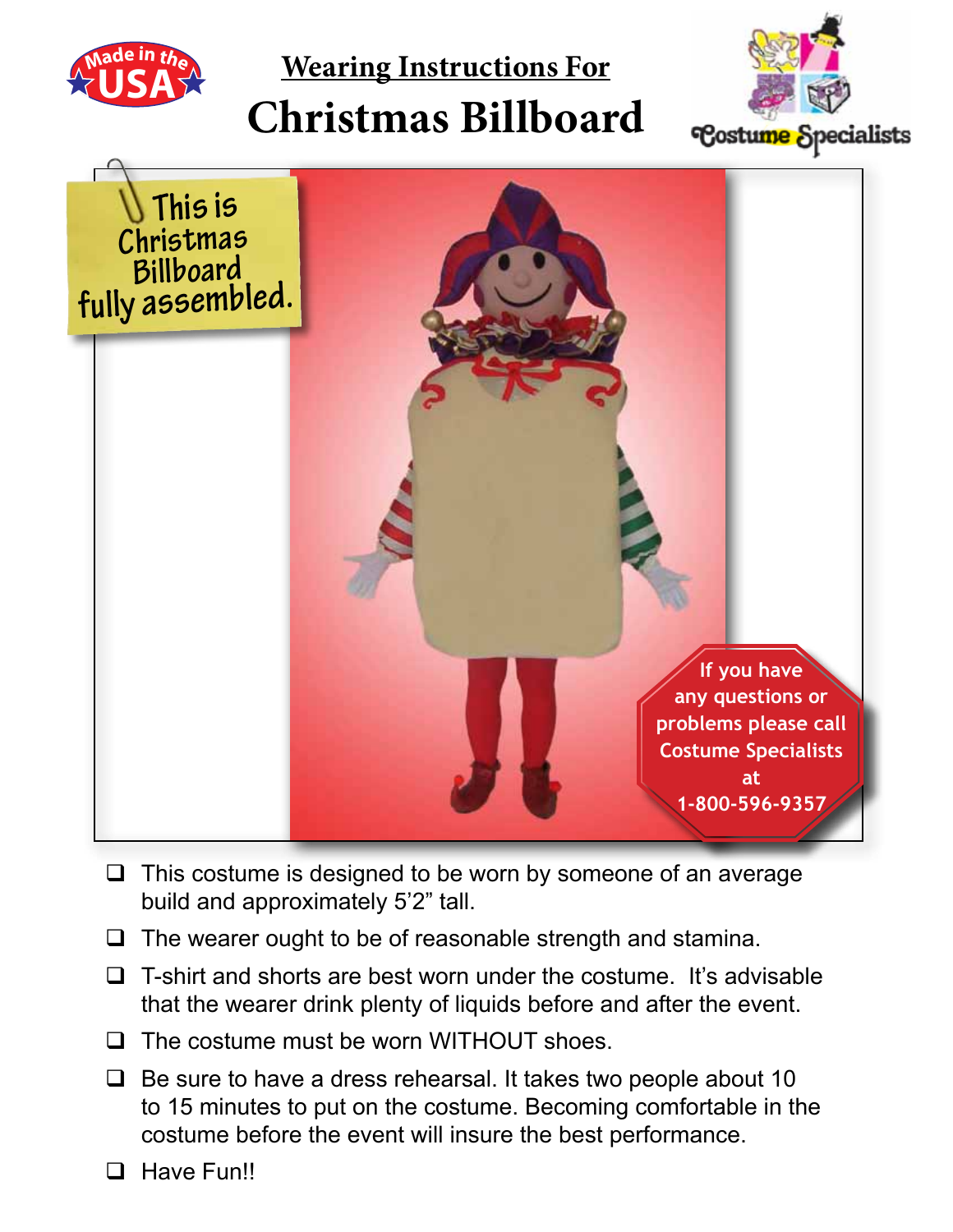Made in the USA

## Wearing Instructions For

# Christmas Billboard

Costume Specialists

This is Christmas Billboard fully assembled.

If you have any questions or problems please call Costume Specialists at 1-800-596-9357

- ❑ This costume is designed to be worn by someone of an average build and approximately 5'2" tall.
- ❑ The wearer ought to be of reasonable strength and stamina.
- ❑ T-shirt and shorts are best worn under the costume. It's advisable that the wearer drink plenty of liquids before and after the event.
- ❑ The costume must be worn WITHOUT shoes.
- ❑ Be sure to have a dress rehearsal. It takes two people about 10 to 15 minutes to put on the costume. Becoming comfortable in the costume before the event will insure the best performance.
- ❑ Have Fun!!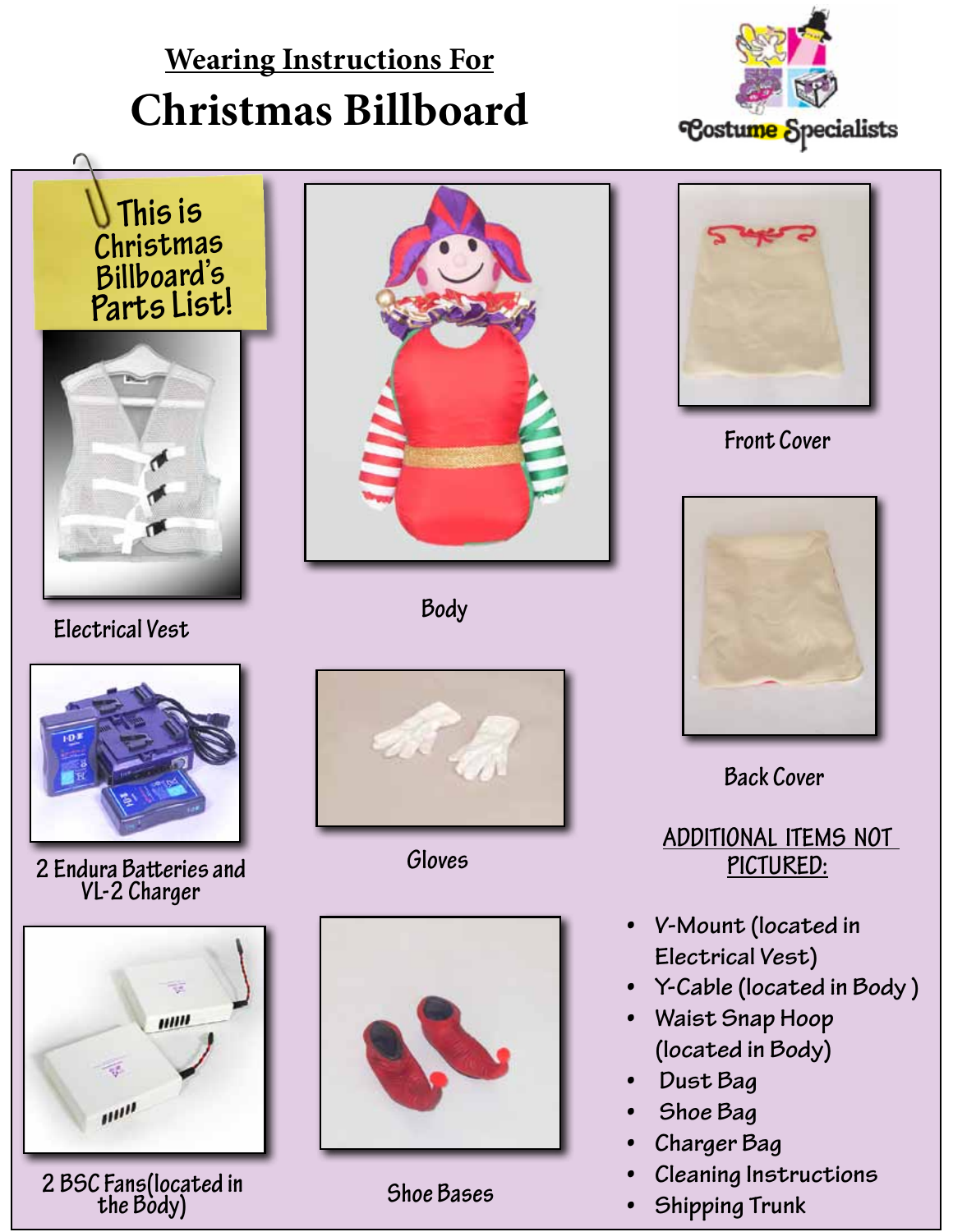Wearing Instructions For

# Christmas Billboard

Costume Specialists

This is Christmas Billboard's Parts List!

Electrical Vest

Body

Front Cover

Back Cover

2 Endura Batteries and VL-2 Charger

Gloves

2 BSC Fans(located in the Body)

Shoe Bases

ADDITIONAL ITEMS NOT PICTURED:

- V-Mount (located in Electrical Vest)
- Y-Cable (located in Body )
- Waist Snap Hoop (located in Body)
- Dust Bag
- Shoe Bag
- Charger Bag
- Cleaning Instructions
- Shipping Trunk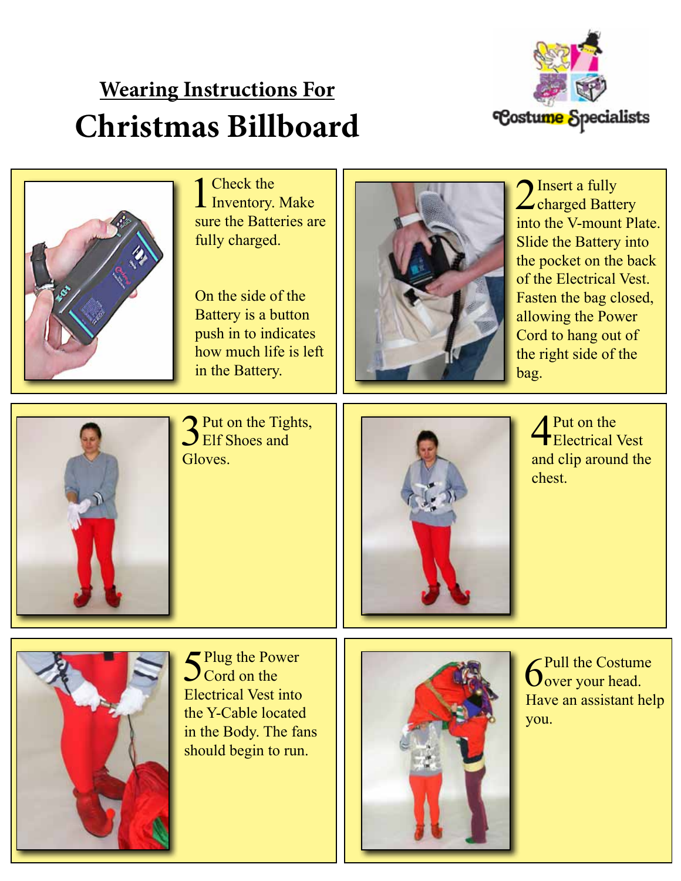## Wearing Instructions For

# Christmas Billboard

Costume Specialists

1 Check the Inventory. Make sure the Batteries are fully charged.

On the side of the Battery is a button push in to indicates how much life is left in the Battery.

2 Insert a fully charged Battery into the V-mount Plate. Slide the Battery into the pocket on the back of the Electrical Vest. Fasten the bag closed, allowing the Power Cord to hang out of the right side of the bag.

3 Put on the Tights, Elf Shoes and Gloves.

4 Put on the Electrical Vest and clip around the chest.

5 Plug the Power Cord on the Electrical Vest into the Y-Cable located in the Body. The fans should begin to run.

6 Pull the Costume over your head. Have an assistant help you.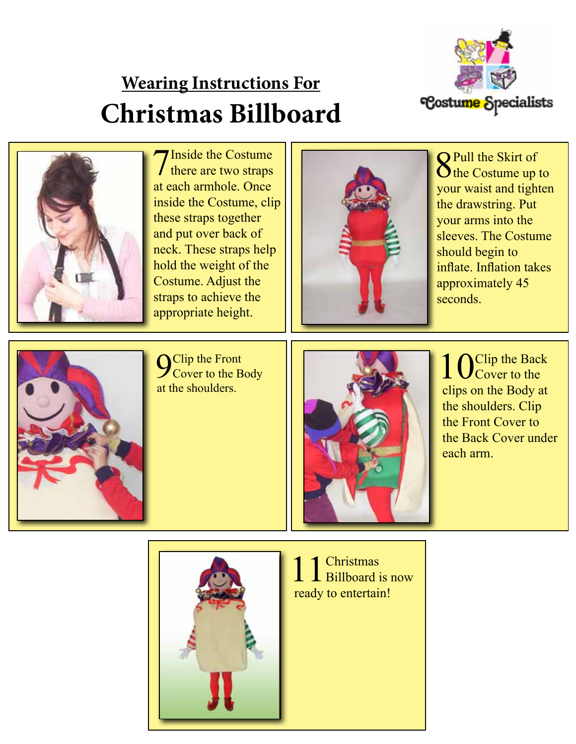## Wearing Instructions For

# Christmas Billboard

Costume Specialists

7 Inside the Costume there are two straps at each armhole. Once inside the Costume, clip these straps together and put over back of neck. These straps help hold the weight of the Costume. Adjust the straps to achieve the appropriate height.

8 Pull the Skirt of the Costume up to your waist and tighten the drawstring. Put your arms into the sleeves. The Costume should begin to inflate. Inflation takes approximately 45 seconds.

9 Clip the Front Cover to the Body at the shoulders.

10 Clip the Back Cover to the clips on the Body at the shoulders. Clip the Front Cover to the Back Cover under each arm.

11 Christmas Billboard is now ready to entertain!